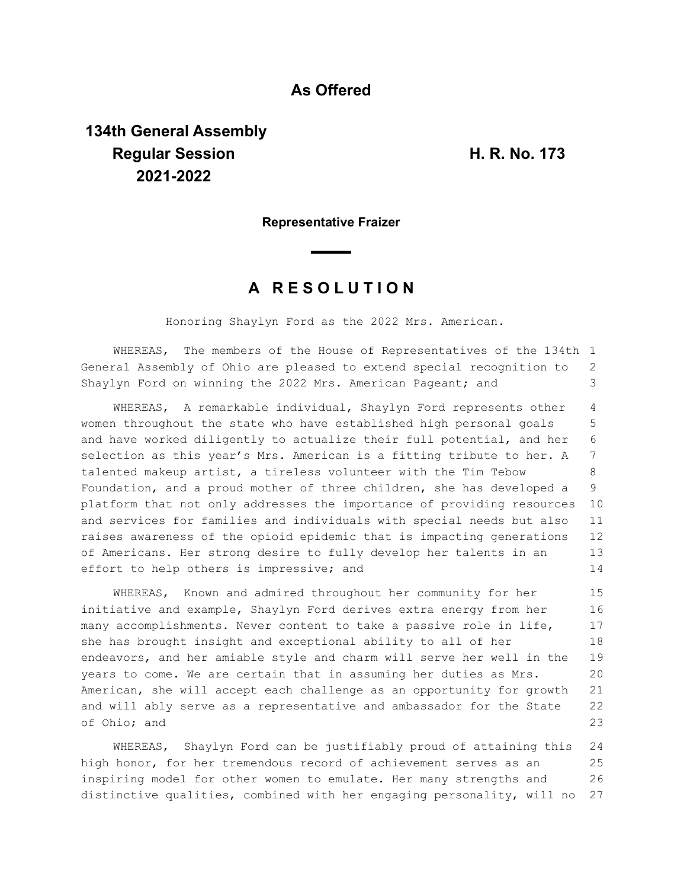**As Offered**

**134th General Assembly**
**Regular Session**
**2021-2022**

**H. R. No. 173**

**Representative Fraizer**

# A R E S O L U T I O N

Honoring Shaylyn Ford as the 2022 Mrs. American.

WHEREAS, The members of the House of Representatives of the 134th General Assembly of Ohio are pleased to extend special recognition to Shaylyn Ford on winning the 2022 Mrs. American Pageant; and

WHEREAS, A remarkable individual, Shaylyn Ford represents other women throughout the state who have established high personal goals and have worked diligently to actualize their full potential, and her selection as this year's Mrs. American is a fitting tribute to her. A talented makeup artist, a tireless volunteer with the Tim Tebow Foundation, and a proud mother of three children, she has developed a platform that not only addresses the importance of providing resources and services for families and individuals with special needs but also raises awareness of the opioid epidemic that is impacting generations of Americans. Her strong desire to fully develop her talents in an effort to help others is impressive; and

WHEREAS, Known and admired throughout her community for her initiative and example, Shaylyn Ford derives extra energy from her many accomplishments. Never content to take a passive role in life, she has brought insight and exceptional ability to all of her endeavors, and her amiable style and charm will serve her well in the years to come. We are certain that in assuming her duties as Mrs. American, she will accept each challenge as an opportunity for growth and will ably serve as a representative and ambassador for the State of Ohio; and

WHEREAS, Shaylyn Ford can be justifiably proud of attaining this high honor, for her tremendous record of achievement serves as an inspiring model for other women to emulate. Her many strengths and distinctive qualities, combined with her engaging personality, will no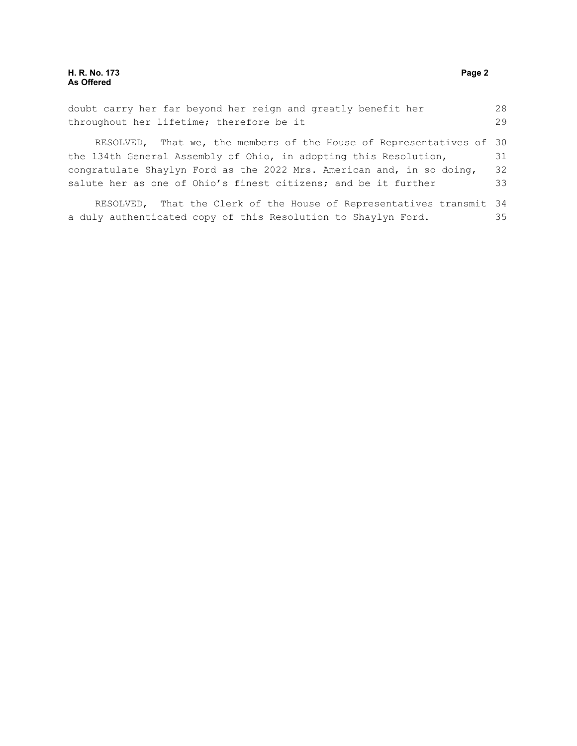doubt carry her far beyond her reign and greatly benefit her throughout her lifetime; therefore be it

RESOLVED, That we, the members of the House of Representatives of the 134th General Assembly of Ohio, in adopting this Resolution, congratulate Shaylyn Ford as the 2022 Mrs. American and, in so doing, salute her as one of Ohio's finest citizens; and be it further

RESOLVED, That the Clerk of the House of Representatives transmit a duly authenticated copy of this Resolution to Shaylyn Ford.